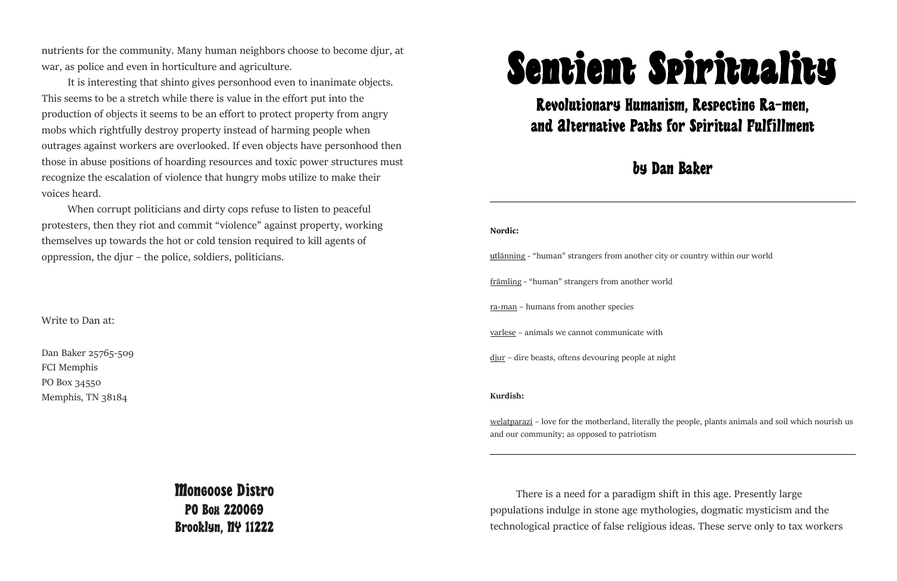nutrients for the community. Many human neighbors choose to become djur, at war, as police and even in horticulture and agriculture.

It is interesting that shinto gives personhood even to inanimate objects. This seems to be a stretch while there is value in the effort put into the production of objects it seems to be an effort to protect property from angry mobs which rightfully destroy property instead of harming people when outrages against workers are overlooked. If even objects have personhood then those in abuse positions of hoarding resources and toxic power structures must recognize the escalation of violence that hungry mobs utilize to make their voices heard.

When corrupt politicians and dirty cops refuse to listen to peaceful protesters, then they riot and commit "violence" against property, working themselves up towards the hot or cold tension required to kill agents of oppression, the djur – the police, soldiers, politicians.

Write to Dan at:

Dan Baker 25765-509
FCI Memphis
PO Box 34550
Memphis, TN 38184

**Mongoose Distro**
**PO Box 220069**
**Brooklyn, NY 11222**

# Sentient Spirituality

## Revolutionary Humanism, Respecting Ra-men, and Alternative Paths for Spiritual Fulfillment

### by Dan Baker

---

**Nordic:**

utlänning - "human" strangers from another city or country within our world

främling - "human" strangers from another world

ra-man – humans from another species

varlese – animals we cannot communicate with

djur – dire beasts, oftens devouring people at night

**Kurdish:**

welatparazi – love for the motherland, literally the people, plants animals and soil which nourish us and our community; as opposed to patriotism

---

There is a need for a paradigm shift in this age. Presently large populations indulge in stone age mythologies, dogmatic mysticism and the technological practice of false religious ideas. These serve only to tax workers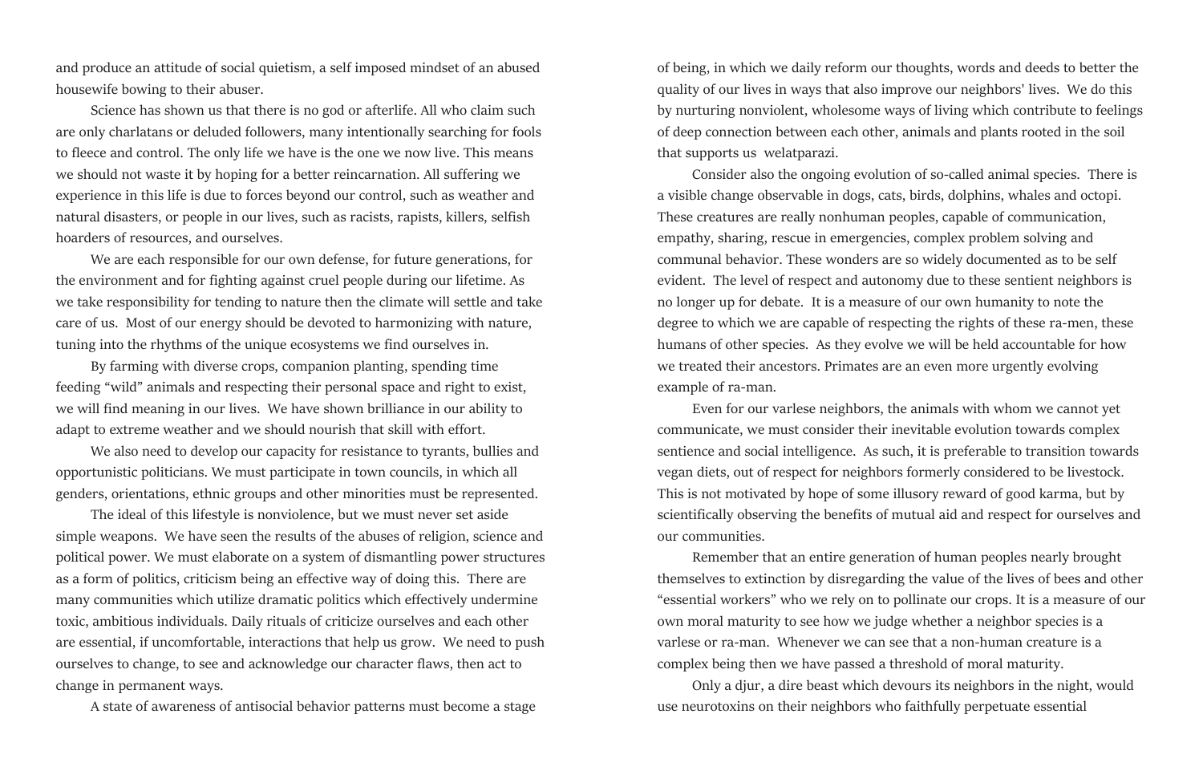and produce an attitude of social quietism, a self imposed mindset of an abused housewife bowing to their abuser.

Science has shown us that there is no god or afterlife. All who claim such are only charlatans or deluded followers, many intentionally searching for fools to fleece and control. The only life we have is the one we now live. This means we should not waste it by hoping for a better reincarnation. All suffering we experience in this life is due to forces beyond our control, such as weather and natural disasters, or people in our lives, such as racists, rapists, killers, selfish hoarders of resources, and ourselves.

We are each responsible for our own defense, for future generations, for the environment and for fighting against cruel people during our lifetime. As we take responsibility for tending to nature then the climate will settle and take care of us. Most of our energy should be devoted to harmonizing with nature, tuning into the rhythms of the unique ecosystems we find ourselves in.

By farming with diverse crops, companion planting, spending time feeding "wild" animals and respecting their personal space and right to exist, we will find meaning in our lives. We have shown brilliance in our ability to adapt to extreme weather and we should nourish that skill with effort.

We also need to develop our capacity for resistance to tyrants, bullies and opportunistic politicians. We must participate in town councils, in which all genders, orientations, ethnic groups and other minorities must be represented.

The ideal of this lifestyle is nonviolence, but we must never set aside simple weapons. We have seen the results of the abuses of religion, science and political power. We must elaborate on a system of dismantling power structures as a form of politics, criticism being an effective way of doing this. There are many communities which utilize dramatic politics which effectively undermine toxic, ambitious individuals. Daily rituals of criticize ourselves and each other are essential, if uncomfortable, interactions that help us grow. We need to push ourselves to change, to see and acknowledge our character flaws, then act to change in permanent ways.

A state of awareness of antisocial behavior patterns must become a stage of being, in which we daily reform our thoughts, words and deeds to better the quality of our lives in ways that also improve our neighbors' lives. We do this by nurturing nonviolent, wholesome ways of living which contribute to feelings of deep connection between each other, animals and plants rooted in the soil that supports us welatparazi.

Consider also the ongoing evolution of so-called animal species. There is a visible change observable in dogs, cats, birds, dolphins, whales and octopi. These creatures are really nonhuman peoples, capable of communication, empathy, sharing, rescue in emergencies, complex problem solving and communal behavior. These wonders are so widely documented as to be self evident. The level of respect and autonomy due to these sentient neighbors is no longer up for debate. It is a measure of our own humanity to note the degree to which we are capable of respecting the rights of these ra-men, these humans of other species. As they evolve we will be held accountable for how we treated their ancestors. Primates are an even more urgently evolving example of ra-man.

Even for our varlese neighbors, the animals with whom we cannot yet communicate, we must consider their inevitable evolution towards complex sentience and social intelligence. As such, it is preferable to transition towards vegan diets, out of respect for neighbors formerly considered to be livestock. This is not motivated by hope of some illusory reward of good karma, but by scientifically observing the benefits of mutual aid and respect for ourselves and our communities.

Remember that an entire generation of human peoples nearly brought themselves to extinction by disregarding the value of the lives of bees and other "essential workers" who we rely on to pollinate our crops. It is a measure of our own moral maturity to see how we judge whether a neighbor species is a varlese or ra-man. Whenever we can see that a non-human creature is a complex being then we have passed a threshold of moral maturity.

Only a djur, a dire beast which devours its neighbors in the night, would use neurotoxins on their neighbors who faithfully perpetuate essential